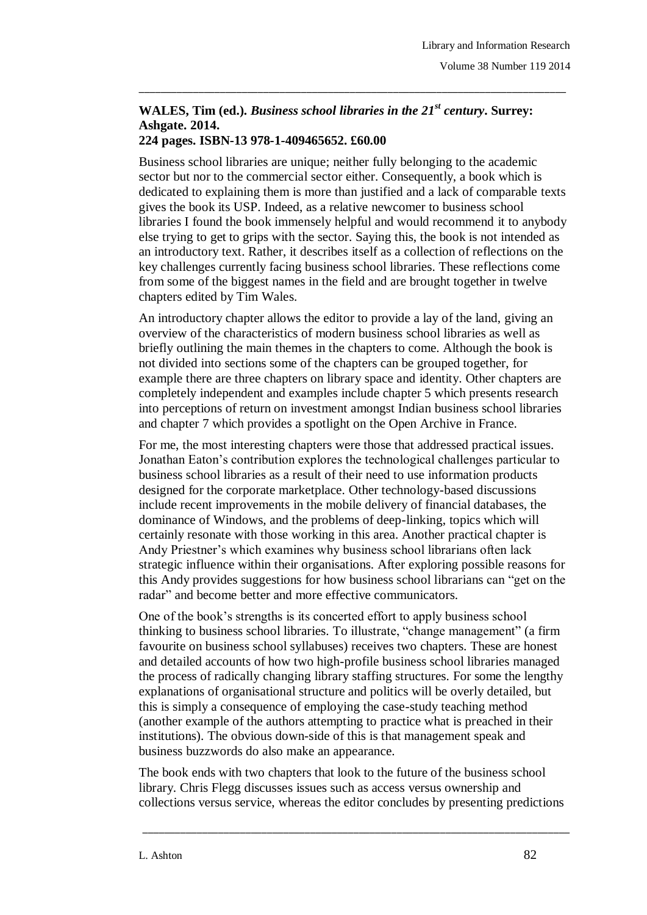**WALES, Tim (ed.).** ***Business school libraries in the 21st century*****. Surrey: Ashgate. 2014.**
**224 pages. ISBN-13 978-1-409465652. £60.00**

Business school libraries are unique; neither fully belonging to the academic sector but nor to the commercial sector either. Consequently, a book which is dedicated to explaining them is more than justified and a lack of comparable texts gives the book its USP. Indeed, as a relative newcomer to business school libraries I found the book immensely helpful and would recommend it to anybody else trying to get to grips with the sector. Saying this, the book is not intended as an introductory text. Rather, it describes itself as a collection of reflections on the key challenges currently facing business school libraries. These reflections come from some of the biggest names in the field and are brought together in twelve chapters edited by Tim Wales.

An introductory chapter allows the editor to provide a lay of the land, giving an overview of the characteristics of modern business school libraries as well as briefly outlining the main themes in the chapters to come. Although the book is not divided into sections some of the chapters can be grouped together, for example there are three chapters on library space and identity. Other chapters are completely independent and examples include chapter 5 which presents research into perceptions of return on investment amongst Indian business school libraries and chapter 7 which provides a spotlight on the Open Archive in France.

For me, the most interesting chapters were those that addressed practical issues. Jonathan Eaton's contribution explores the technological challenges particular to business school libraries as a result of their need to use information products designed for the corporate marketplace. Other technology-based discussions include recent improvements in the mobile delivery of financial databases, the dominance of Windows, and the problems of deep-linking, topics which will certainly resonate with those working in this area. Another practical chapter is Andy Priestner's which examines why business school librarians often lack strategic influence within their organisations. After exploring possible reasons for this Andy provides suggestions for how business school librarians can "get on the radar" and become better and more effective communicators.

One of the book's strengths is its concerted effort to apply business school thinking to business school libraries. To illustrate, "change management" (a firm favourite on business school syllabuses) receives two chapters. These are honest and detailed accounts of how two high-profile business school libraries managed the process of radically changing library staffing structures. For some the lengthy explanations of organisational structure and politics will be overly detailed, but this is simply a consequence of employing the case-study teaching method (another example of the authors attempting to practice what is preached in their institutions). The obvious down-side of this is that management speak and business buzzwords do also make an appearance.

The book ends with two chapters that look to the future of the business school library. Chris Flegg discusses issues such as access versus ownership and collections versus service, whereas the editor concludes by presenting predictions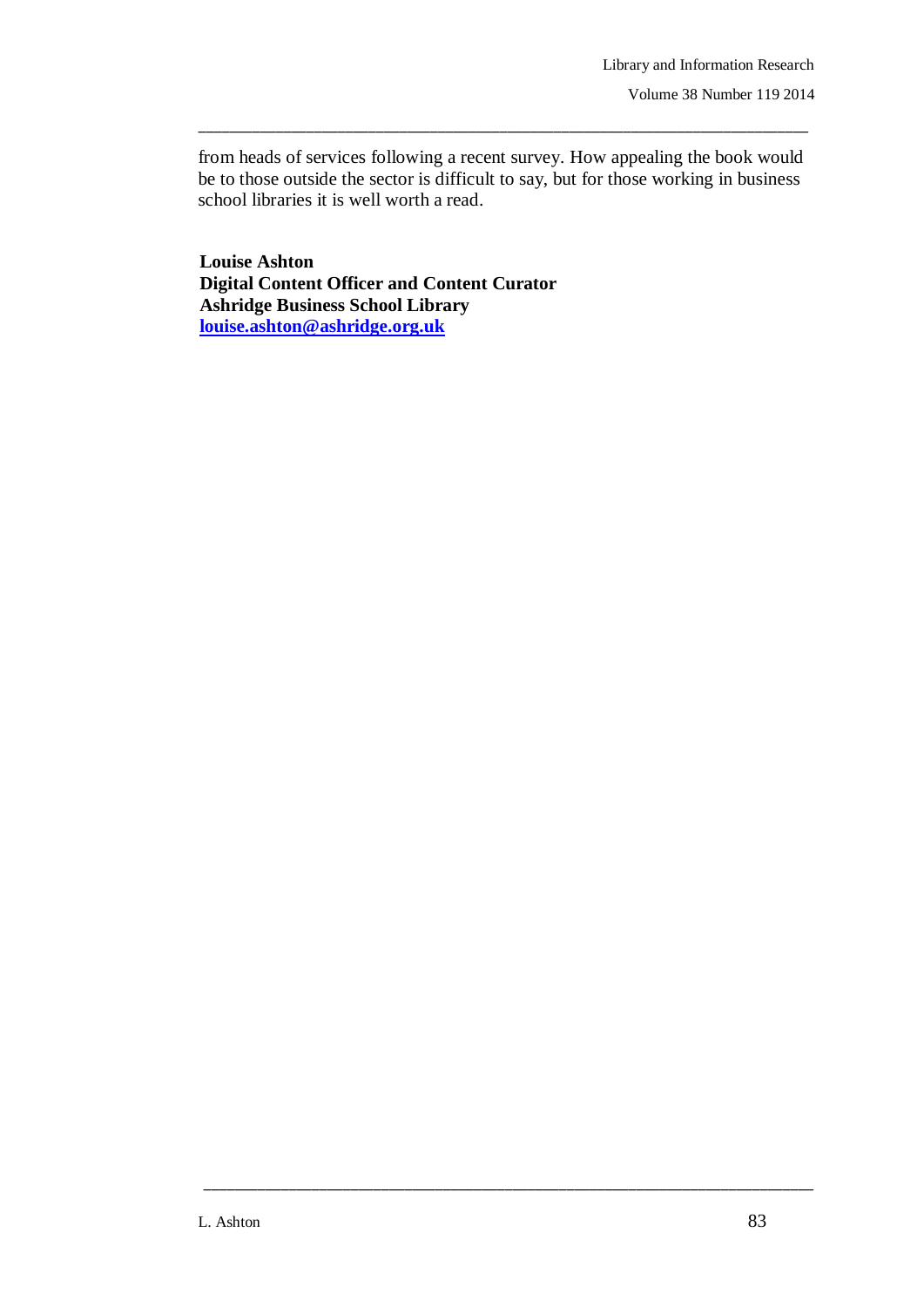from heads of services following a recent survey. How appealing the book would be to those outside the sector is difficult to say, but for those working in business school libraries it is well worth a read.

**Louise Ashton**
**Digital Content Officer and Content Curator**
**Ashridge Business School Library**
**louise.ashton@ashridge.org.uk**